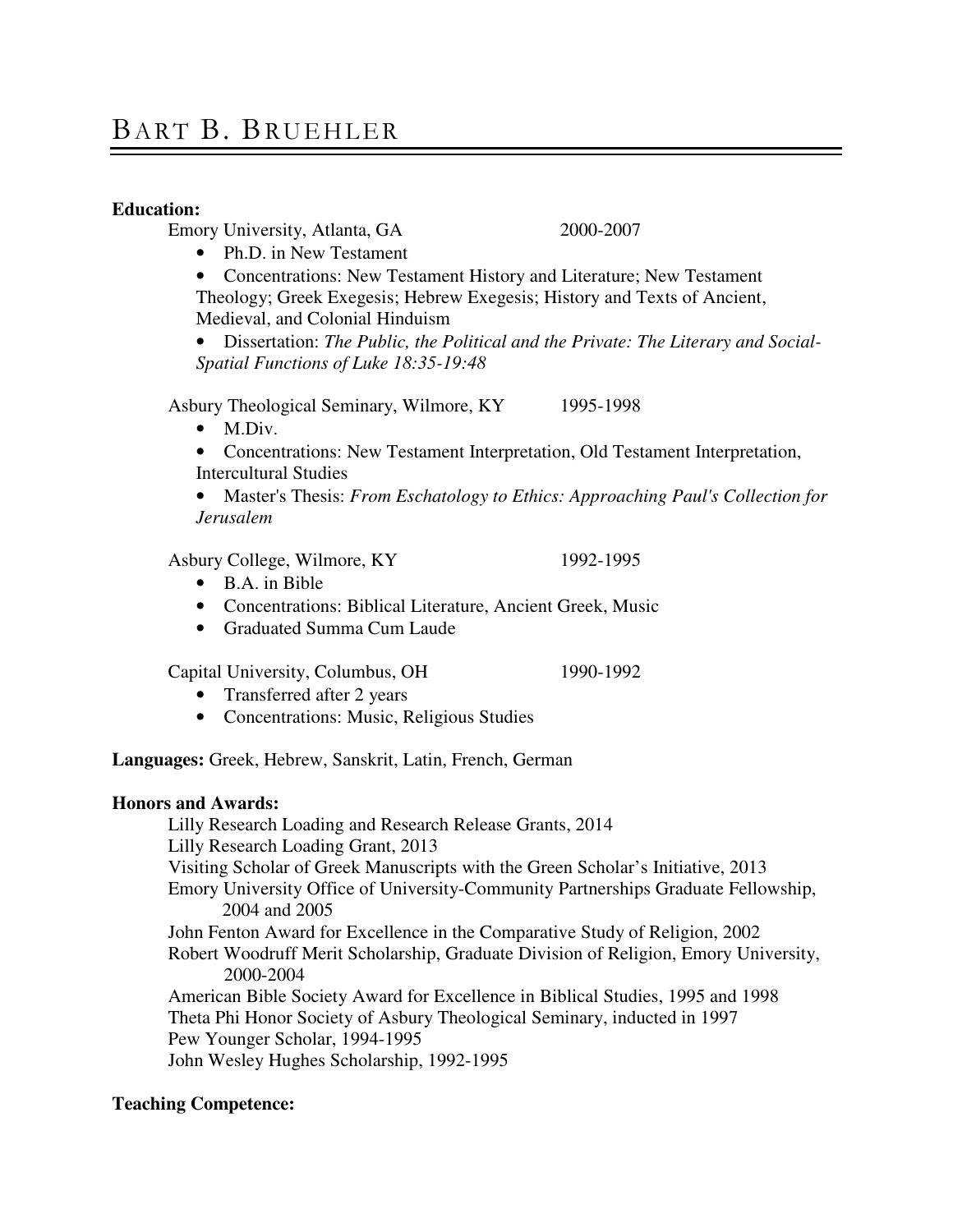# BART B. BRUEHLER

**Education:**

Emory University, Atlanta, GA 2000-2007

- Ph.D. in New Testament
- Concentrations: New Testament History and Literature; New Testament Theology; Greek Exegesis; Hebrew Exegesis; History and Texts of Ancient, Medieval, and Colonial Hinduism
- Dissertation: *The Public, the Political and the Private: The Literary and Social-Spatial Functions of Luke 18:35-19:48*

Asbury Theological Seminary, Wilmore, KY 1995-1998

- M.Div.
- Concentrations: New Testament Interpretation, Old Testament Interpretation, Intercultural Studies
- Master's Thesis: *From Eschatology to Ethics: Approaching Paul's Collection for Jerusalem*

Asbury College, Wilmore, KY 1992-1995

- B.A. in Bible
- Concentrations: Biblical Literature, Ancient Greek, Music
- Graduated Summa Cum Laude

Capital University, Columbus, OH 1990-1992

- Transferred after 2 years
- Concentrations: Music, Religious Studies

**Languages:** Greek, Hebrew, Sanskrit, Latin, French, German

**Honors and Awards:**

Lilly Research Loading and Research Release Grants, 2014
Lilly Research Loading Grant, 2013
Visiting Scholar of Greek Manuscripts with the Green Scholar's Initiative, 2013
Emory University Office of University-Community Partnerships Graduate Fellowship, 2004 and 2005
John Fenton Award for Excellence in the Comparative Study of Religion, 2002
Robert Woodruff Merit Scholarship, Graduate Division of Religion, Emory University, 2000-2004
American Bible Society Award for Excellence in Biblical Studies, 1995 and 1998
Theta Phi Honor Society of Asbury Theological Seminary, inducted in 1997
Pew Younger Scholar, 1994-1995
John Wesley Hughes Scholarship, 1992-1995

**Teaching Competence:**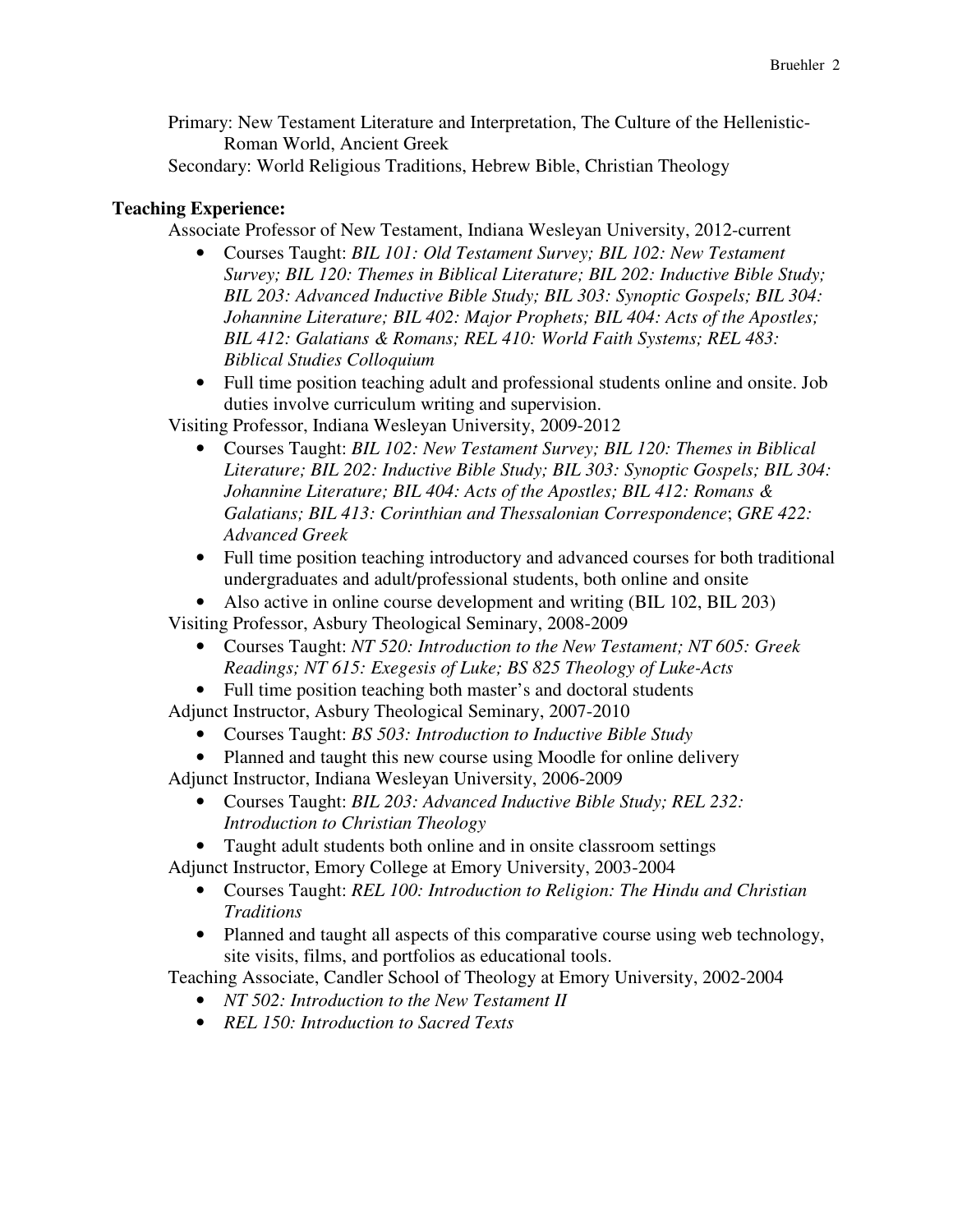Primary: New Testament Literature and Interpretation, The Culture of the Hellenistic-Roman World, Ancient Greek

Secondary: World Religious Traditions, Hebrew Bible, Christian Theology

**Teaching Experience:**

Associate Professor of New Testament, Indiana Wesleyan University, 2012-current

- Courses Taught: *BIL 101: Old Testament Survey; BIL 102: New Testament Survey; BIL 120: Themes in Biblical Literature; BIL 202: Inductive Bible Study; BIL 203: Advanced Inductive Bible Study; BIL 303: Synoptic Gospels; BIL 304: Johannine Literature; BIL 402: Major Prophets; BIL 404: Acts of the Apostles; BIL 412: Galatians & Romans; REL 410: World Faith Systems; REL 483: Biblical Studies Colloquium*
- Full time position teaching adult and professional students online and onsite. Job duties involve curriculum writing and supervision.

Visiting Professor, Indiana Wesleyan University, 2009-2012

- Courses Taught: *BIL 102: New Testament Survey; BIL 120: Themes in Biblical Literature; BIL 202: Inductive Bible Study; BIL 303: Synoptic Gospels; BIL 304: Johannine Literature; BIL 404: Acts of the Apostles; BIL 412: Romans & Galatians; BIL 413: Corinthian and Thessalonian Correspondence*; *GRE 422: Advanced Greek*
- Full time position teaching introductory and advanced courses for both traditional undergraduates and adult/professional students, both online and onsite
- Also active in online course development and writing (BIL 102, BIL 203)

Visiting Professor, Asbury Theological Seminary, 2008-2009

- Courses Taught: *NT 520: Introduction to the New Testament; NT 605: Greek Readings; NT 615: Exegesis of Luke; BS 825 Theology of Luke-Acts*
- Full time position teaching both master's and doctoral students

Adjunct Instructor, Asbury Theological Seminary, 2007-2010

- Courses Taught: *BS 503: Introduction to Inductive Bible Study*
- Planned and taught this new course using Moodle for online delivery

Adjunct Instructor, Indiana Wesleyan University, 2006-2009

- Courses Taught: *BIL 203: Advanced Inductive Bible Study; REL 232: Introduction to Christian Theology*
- Taught adult students both online and in onsite classroom settings

Adjunct Instructor, Emory College at Emory University, 2003-2004

- Courses Taught: *REL 100: Introduction to Religion: The Hindu and Christian Traditions*
- Planned and taught all aspects of this comparative course using web technology, site visits, films, and portfolios as educational tools.

Teaching Associate, Candler School of Theology at Emory University, 2002-2004

- *NT 502: Introduction to the New Testament II*
- *REL 150: Introduction to Sacred Texts*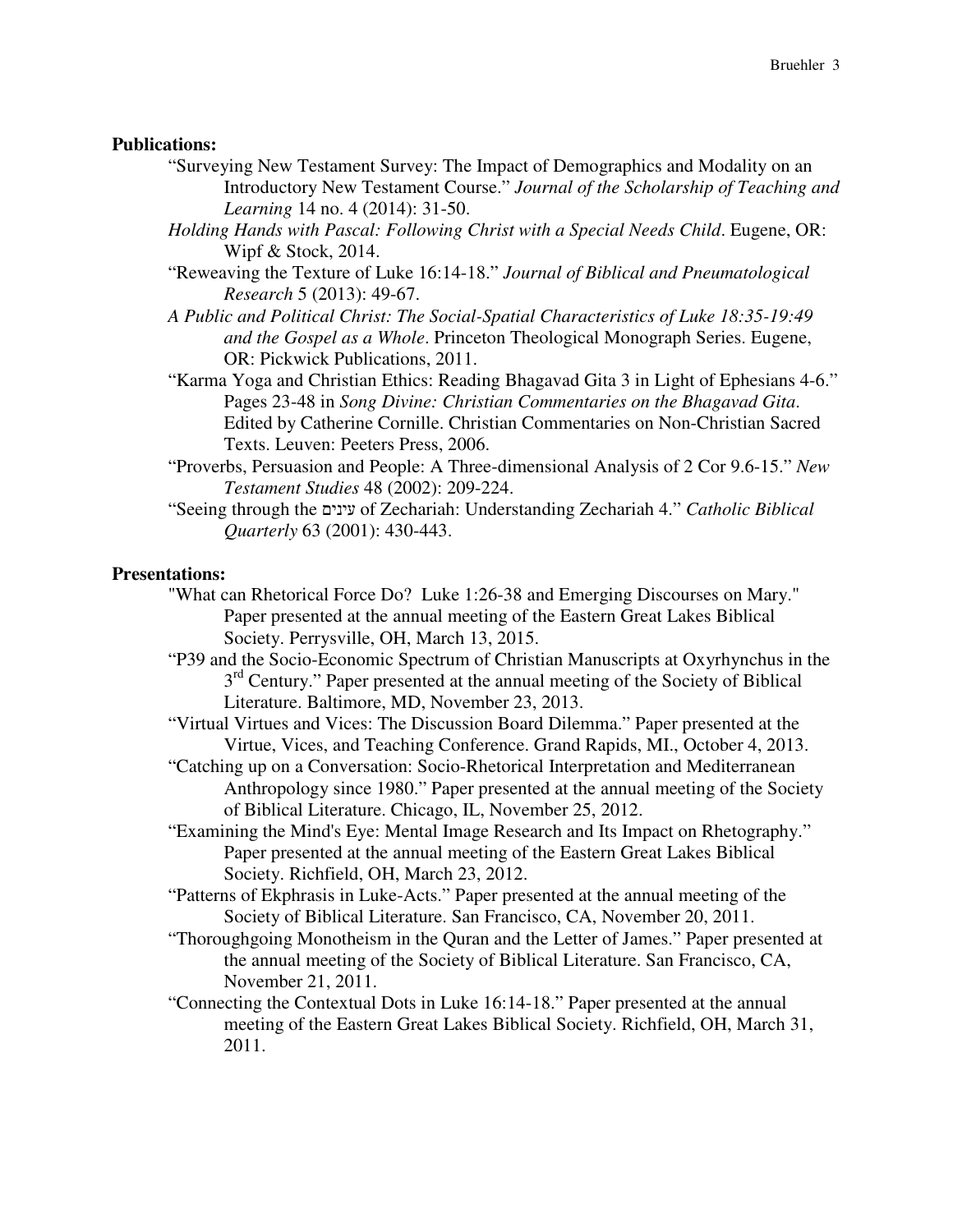**Publications:**

- "Surveying New Testament Survey: The Impact of Demographics and Modality on an Introductory New Testament Course." *Journal of the Scholarship of Teaching and Learning* 14 no. 4 (2014): 31-50.
- *Holding Hands with Pascal: Following Christ with a Special Needs Child*. Eugene, OR: Wipf & Stock, 2014.
- "Reweaving the Texture of Luke 16:14-18." *Journal of Biblical and Pneumatological Research* 5 (2013): 49-67.
- *A Public and Political Christ: The Social-Spatial Characteristics of Luke 18:35-19:49 and the Gospel as a Whole*. Princeton Theological Monograph Series. Eugene, OR: Pickwick Publications, 2011.
- "Karma Yoga and Christian Ethics: Reading Bhagavad Gita 3 in Light of Ephesians 4-6." Pages 23-48 in *Song Divine: Christian Commentaries on the Bhagavad Gita*. Edited by Catherine Cornille. Christian Commentaries on Non-Christian Sacred Texts. Leuven: Peeters Press, 2006.
- "Proverbs, Persuasion and People: A Three-dimensional Analysis of 2 Cor 9.6-15." *New Testament Studies* 48 (2002): 209-224.
- "Seeing through the עינים of Zechariah: Understanding Zechariah 4." *Catholic Biblical Quarterly* 63 (2001): 430-443.

**Presentations:**

- "What can Rhetorical Force Do? Luke 1:26-38 and Emerging Discourses on Mary." Paper presented at the annual meeting of the Eastern Great Lakes Biblical Society. Perrysville, OH, March 13, 2015.
- "P39 and the Socio-Economic Spectrum of Christian Manuscripts at Oxyrhynchus in the 3rd Century." Paper presented at the annual meeting of the Society of Biblical Literature. Baltimore, MD, November 23, 2013.
- "Virtual Virtues and Vices: The Discussion Board Dilemma." Paper presented at the Virtue, Vices, and Teaching Conference. Grand Rapids, MI., October 4, 2013.
- "Catching up on a Conversation: Socio-Rhetorical Interpretation and Mediterranean Anthropology since 1980." Paper presented at the annual meeting of the Society of Biblical Literature. Chicago, IL, November 25, 2012.
- "Examining the Mind's Eye: Mental Image Research and Its Impact on Rhetography." Paper presented at the annual meeting of the Eastern Great Lakes Biblical Society. Richfield, OH, March 23, 2012.
- "Patterns of Ekphrasis in Luke-Acts." Paper presented at the annual meeting of the Society of Biblical Literature. San Francisco, CA, November 20, 2011.
- "Thoroughgoing Monotheism in the Quran and the Letter of James." Paper presented at the annual meeting of the Society of Biblical Literature. San Francisco, CA, November 21, 2011.
- "Connecting the Contextual Dots in Luke 16:14-18." Paper presented at the annual meeting of the Eastern Great Lakes Biblical Society. Richfield, OH, March 31, 2011.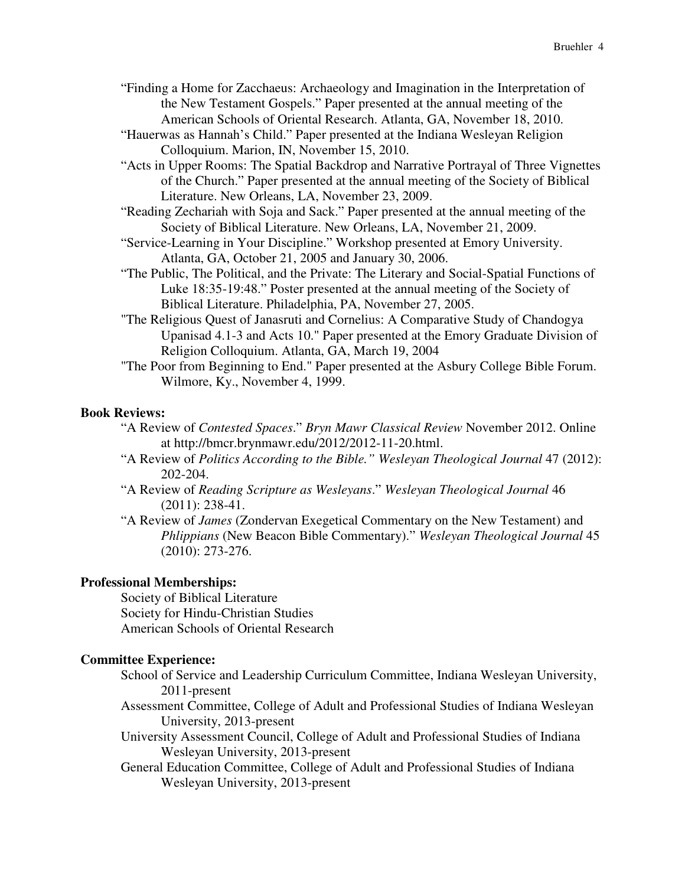“Finding a Home for Zacchaeus: Archaeology and Imagination in the Interpretation of the New Testament Gospels.” Paper presented at the annual meeting of the American Schools of Oriental Research. Atlanta, GA, November 18, 2010.

“Hauerwas as Hannah’s Child.” Paper presented at the Indiana Wesleyan Religion Colloquium. Marion, IN, November 15, 2010.

“Acts in Upper Rooms: The Spatial Backdrop and Narrative Portrayal of Three Vignettes of the Church.” Paper presented at the annual meeting of the Society of Biblical Literature. New Orleans, LA, November 23, 2009.

“Reading Zechariah with Soja and Sack.” Paper presented at the annual meeting of the Society of Biblical Literature. New Orleans, LA, November 21, 2009.

“Service-Learning in Your Discipline.” Workshop presented at Emory University. Atlanta, GA, October 21, 2005 and January 30, 2006.

“The Public, The Political, and the Private: The Literary and Social-Spatial Functions of Luke 18:35-19:48.” Poster presented at the annual meeting of the Society of Biblical Literature. Philadelphia, PA, November 27, 2005.

"The Religious Quest of Janasruti and Cornelius: A Comparative Study of Chandogya Upanisad 4.1-3 and Acts 10." Paper presented at the Emory Graduate Division of Religion Colloquium. Atlanta, GA, March 19, 2004

"The Poor from Beginning to End." Paper presented at the Asbury College Bible Forum. Wilmore, Ky., November 4, 1999.

**Book Reviews:**

“A Review of *Contested Spaces*.” *Bryn Mawr Classical Review* November 2012. Online at http://bmcr.brynmawr.edu/2012/2012-11-20.html.

“A Review of *Politics According to the Bible.” Wesleyan Theological Journal* 47 (2012): 202-204.

“A Review of *Reading Scripture as Wesleyans*.” *Wesleyan Theological Journal* 46 (2011): 238-41.

“A Review of *James* (Zondervan Exegetical Commentary on the New Testament) and *Phlippians* (New Beacon Bible Commentary).” *Wesleyan Theological Journal* 45 (2010): 273-276.

**Professional Memberships:**

Society of Biblical Literature
Society for Hindu-Christian Studies
American Schools of Oriental Research

**Committee Experience:**

School of Service and Leadership Curriculum Committee, Indiana Wesleyan University, 2011-present

Assessment Committee, College of Adult and Professional Studies of Indiana Wesleyan University, 2013-present

University Assessment Council, College of Adult and Professional Studies of Indiana Wesleyan University, 2013-present

General Education Committee, College of Adult and Professional Studies of Indiana Wesleyan University, 2013-present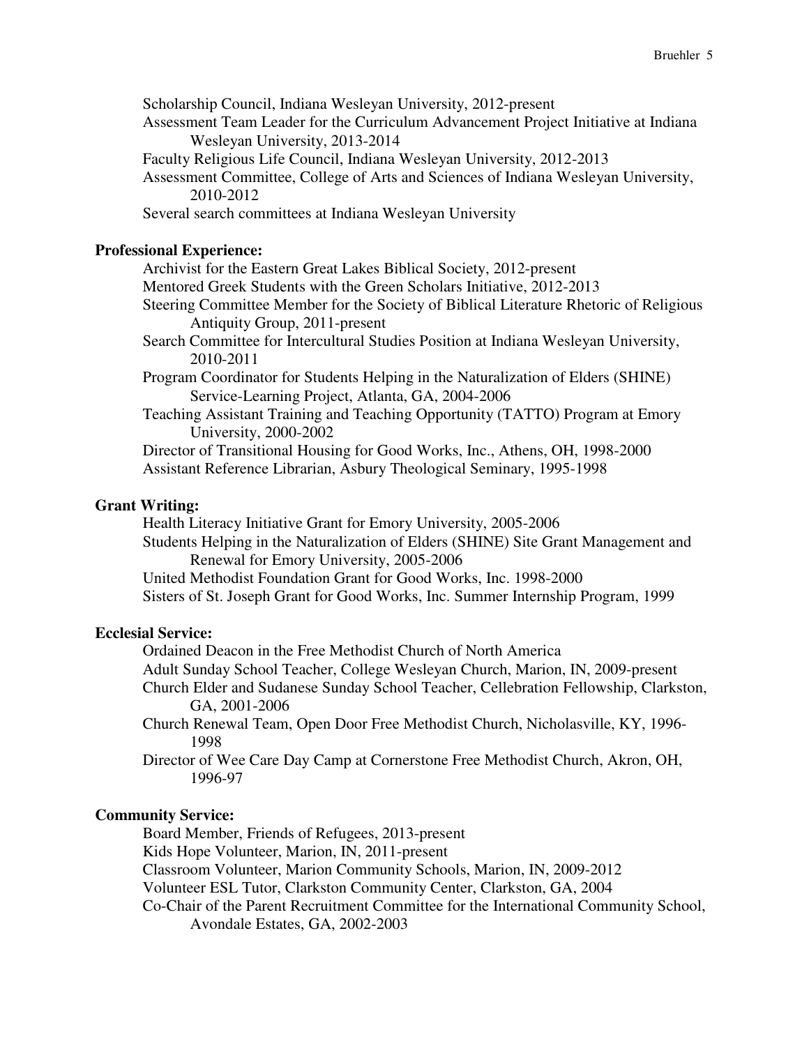Scholarship Council, Indiana Wesleyan University, 2012-present
Assessment Team Leader for the Curriculum Advancement Project Initiative at Indiana Wesleyan University, 2013-2014
Faculty Religious Life Council, Indiana Wesleyan University, 2012-2013
Assessment Committee, College of Arts and Sciences of Indiana Wesleyan University, 2010-2012
Several search committees at Indiana Wesleyan University

**Professional Experience:**

Archivist for the Eastern Great Lakes Biblical Society, 2012-present
Mentored Greek Students with the Green Scholars Initiative, 2012-2013
Steering Committee Member for the Society of Biblical Literature Rhetoric of Religious Antiquity Group, 2011-present
Search Committee for Intercultural Studies Position at Indiana Wesleyan University, 2010-2011
Program Coordinator for Students Helping in the Naturalization of Elders (SHINE) Service-Learning Project, Atlanta, GA, 2004-2006
Teaching Assistant Training and Teaching Opportunity (TATTO) Program at Emory University, 2000-2002
Director of Transitional Housing for Good Works, Inc., Athens, OH, 1998-2000
Assistant Reference Librarian, Asbury Theological Seminary, 1995-1998

**Grant Writing:**

Health Literacy Initiative Grant for Emory University, 2005-2006
Students Helping in the Naturalization of Elders (SHINE) Site Grant Management and Renewal for Emory University, 2005-2006
United Methodist Foundation Grant for Good Works, Inc. 1998-2000
Sisters of St. Joseph Grant for Good Works, Inc. Summer Internship Program, 1999

**Ecclesial Service:**

Ordained Deacon in the Free Methodist Church of North America
Adult Sunday School Teacher, College Wesleyan Church, Marion, IN, 2009-present
Church Elder and Sudanese Sunday School Teacher, Cellebration Fellowship, Clarkston, GA, 2001-2006
Church Renewal Team, Open Door Free Methodist Church, Nicholasville, KY, 1996-1998
Director of Wee Care Day Camp at Cornerstone Free Methodist Church, Akron, OH, 1996-97

**Community Service:**

Board Member, Friends of Refugees, 2013-present
Kids Hope Volunteer, Marion, IN, 2011-present
Classroom Volunteer, Marion Community Schools, Marion, IN, 2009-2012
Volunteer ESL Tutor, Clarkston Community Center, Clarkston, GA, 2004
Co-Chair of the Parent Recruitment Committee for the International Community School, Avondale Estates, GA, 2002-2003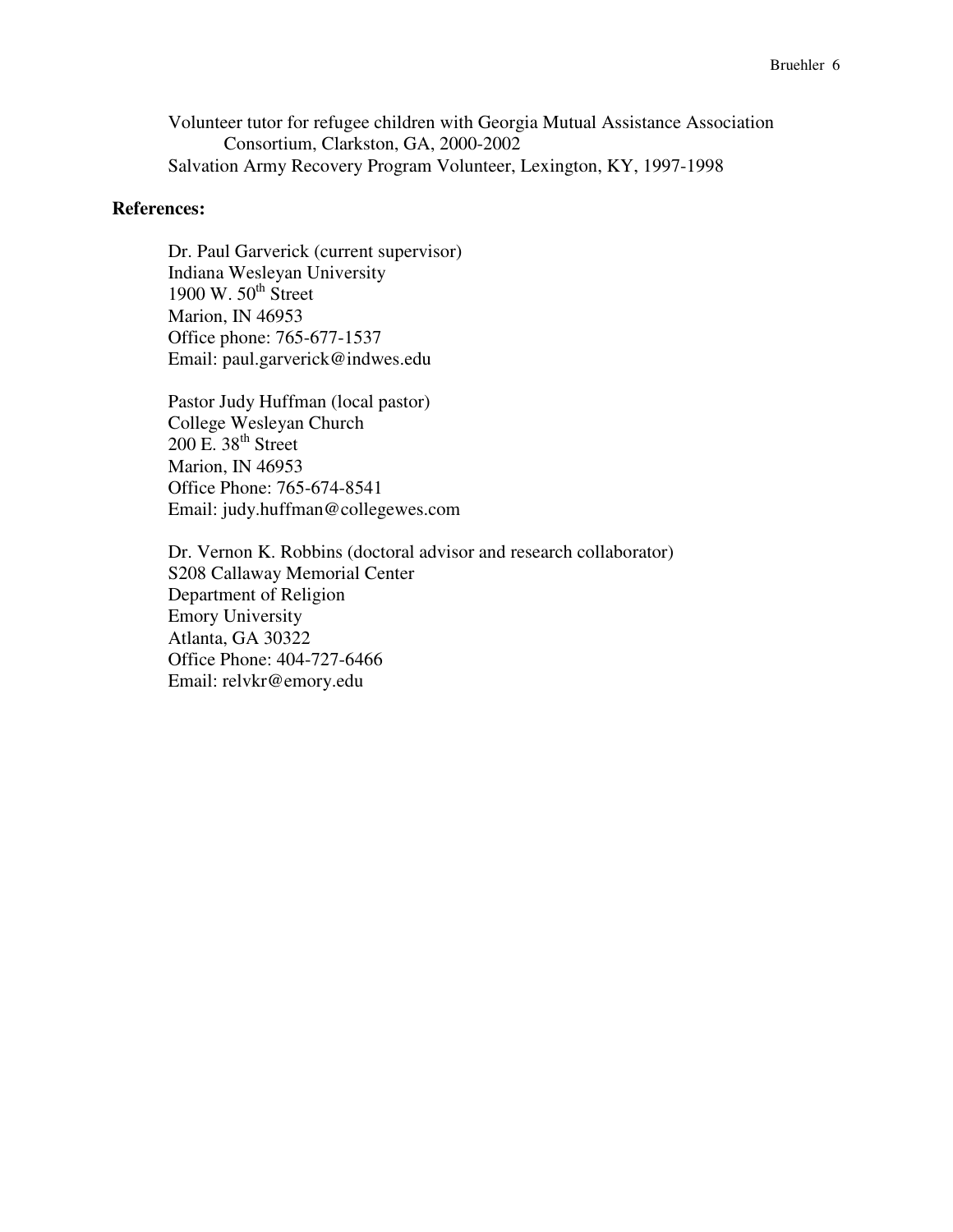Volunteer tutor for refugee children with Georgia Mutual Assistance Association Consortium, Clarkston, GA, 2000-2002
Salvation Army Recovery Program Volunteer, Lexington, KY, 1997-1998

**References:**

Dr. Paul Garverick (current supervisor)
Indiana Wesleyan University
1900 W. 50th Street
Marion, IN 46953
Office phone: 765-677-1537
Email: paul.garverick@indwes.edu

Pastor Judy Huffman (local pastor)
College Wesleyan Church
200 E. 38th Street
Marion, IN 46953
Office Phone: 765-674-8541
Email: judy.huffman@collegewes.com

Dr. Vernon K. Robbins (doctoral advisor and research collaborator)
S208 Callaway Memorial Center
Department of Religion
Emory University
Atlanta, GA 30322
Office Phone: 404-727-6466
Email: relvkr@emory.edu